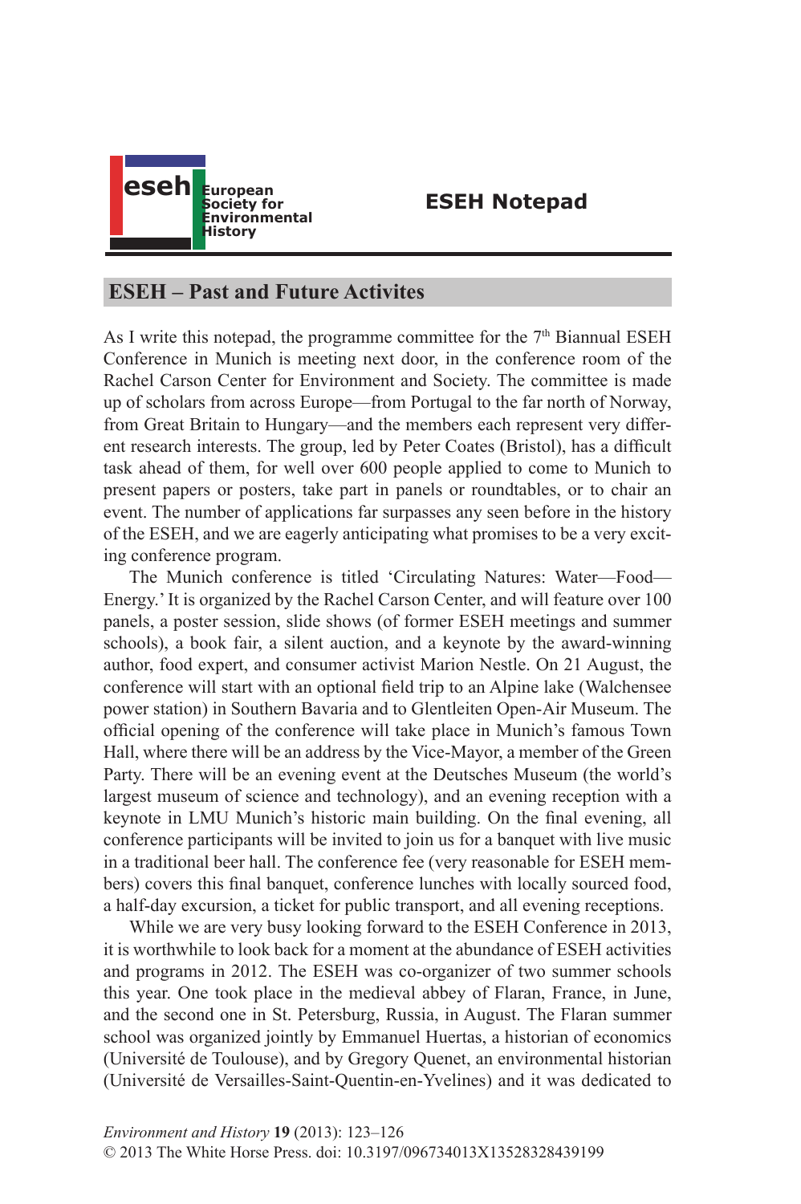# ESEH Notepad

## ESEH – Past and Future Activites

As I write this notepad, the programme committee for the 7th Biannual ESEH Conference in Munich is meeting next door, in the conference room of the Rachel Carson Center for Environment and Society. The committee is made up of scholars from across Europe—from Portugal to the far north of Norway, from Great Britain to Hungary—and the members each represent very different research interests. The group, led by Peter Coates (Bristol), has a difficult task ahead of them, for well over 600 people applied to come to Munich to present papers or posters, take part in panels or roundtables, or to chair an event. The number of applications far surpasses any seen before in the history of the ESEH, and we are eagerly anticipating what promises to be a very exciting conference program.

The Munich conference is titled 'Circulating Natures: Water—Food—Energy.' It is organized by the Rachel Carson Center, and will feature over 100 panels, a poster session, slide shows (of former ESEH meetings and summer schools), a book fair, a silent auction, and a keynote by the award-winning author, food expert, and consumer activist Marion Nestle. On 21 August, the conference will start with an optional field trip to an Alpine lake (Walchensee power station) in Southern Bavaria and to Glentleiten Open-Air Museum. The official opening of the conference will take place in Munich's famous Town Hall, where there will be an address by the Vice-Mayor, a member of the Green Party. There will be an evening event at the Deutsches Museum (the world's largest museum of science and technology), and an evening reception with a keynote in LMU Munich's historic main building. On the final evening, all conference participants will be invited to join us for a banquet with live music in a traditional beer hall. The conference fee (very reasonable for ESEH members) covers this final banquet, conference lunches with locally sourced food, a half-day excursion, a ticket for public transport, and all evening receptions.

While we are very busy looking forward to the ESEH Conference in 2013, it is worthwhile to look back for a moment at the abundance of ESEH activities and programs in 2012. The ESEH was co-organizer of two summer schools this year. One took place in the medieval abbey of Flaran, France, in June, and the second one in St. Petersburg, Russia, in August. The Flaran summer school was organized jointly by Emmanuel Huertas, a historian of economics (Université de Toulouse), and by Gregory Quenet, an environmental historian (Université de Versailles-Saint-Quentin-en-Yvelines) and it was dedicated to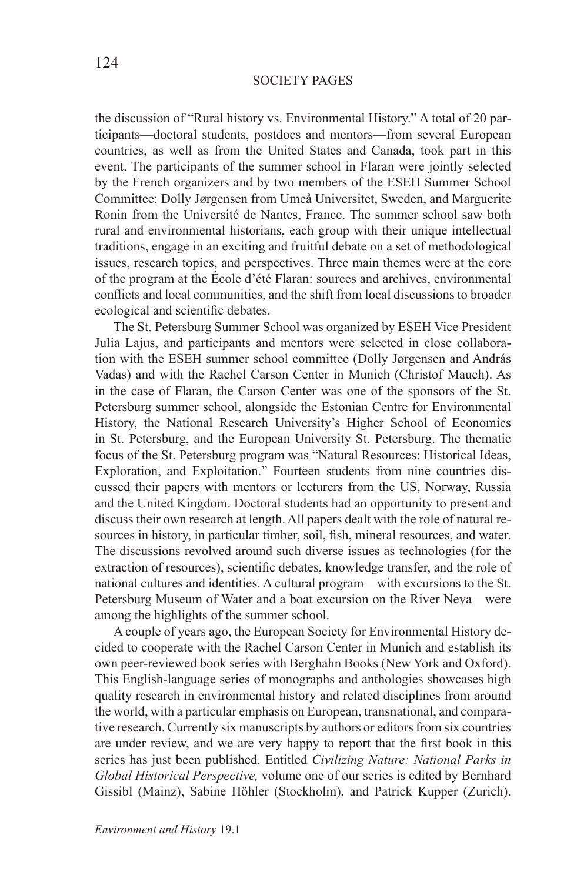the discussion of "Rural history vs. Environmental History." A total of 20 participants—doctoral students, postdocs and mentors—from several European countries, as well as from the United States and Canada, took part in this event. The participants of the summer school in Flaran were jointly selected by the French organizers and by two members of the ESEH Summer School Committee: Dolly Jørgensen from Umeå Universitet, Sweden, and Marguerite Ronin from the Université de Nantes, France. The summer school saw both rural and environmental historians, each group with their unique intellectual traditions, engage in an exciting and fruitful debate on a set of methodological issues, research topics, and perspectives. Three main themes were at the core of the program at the École d'été Flaran: sources and archives, environmental conflicts and local communities, and the shift from local discussions to broader ecological and scientific debates.

The St. Petersburg Summer School was organized by ESEH Vice President Julia Lajus, and participants and mentors were selected in close collaboration with the ESEH summer school committee (Dolly Jørgensen and András Vadas) and with the Rachel Carson Center in Munich (Christof Mauch). As in the case of Flaran, the Carson Center was one of the sponsors of the St. Petersburg summer school, alongside the Estonian Centre for Environmental History, the National Research University's Higher School of Economics in St. Petersburg, and the European University St. Petersburg. The thematic focus of the St. Petersburg program was "Natural Resources: Historical Ideas, Exploration, and Exploitation." Fourteen students from nine countries discussed their papers with mentors or lecturers from the US, Norway, Russia and the United Kingdom. Doctoral students had an opportunity to present and discuss their own research at length. All papers dealt with the role of natural resources in history, in particular timber, soil, fish, mineral resources, and water. The discussions revolved around such diverse issues as technologies (for the extraction of resources), scientific debates, knowledge transfer, and the role of national cultures and identities. A cultural program—with excursions to the St. Petersburg Museum of Water and a boat excursion on the River Neva—were among the highlights of the summer school.

A couple of years ago, the European Society for Environmental History decided to cooperate with the Rachel Carson Center in Munich and establish its own peer-reviewed book series with Berghahn Books (New York and Oxford). This English-language series of monographs and anthologies showcases high quality research in environmental history and related disciplines from around the world, with a particular emphasis on European, transnational, and comparative research. Currently six manuscripts by authors or editors from six countries are under review, and we are very happy to report that the first book in this series has just been published. Entitled *Civilizing Nature: National Parks in Global Historical Perspective,* volume one of our series is edited by Bernhard Gissibl (Mainz), Sabine Höhler (Stockholm), and Patrick Kupper (Zurich).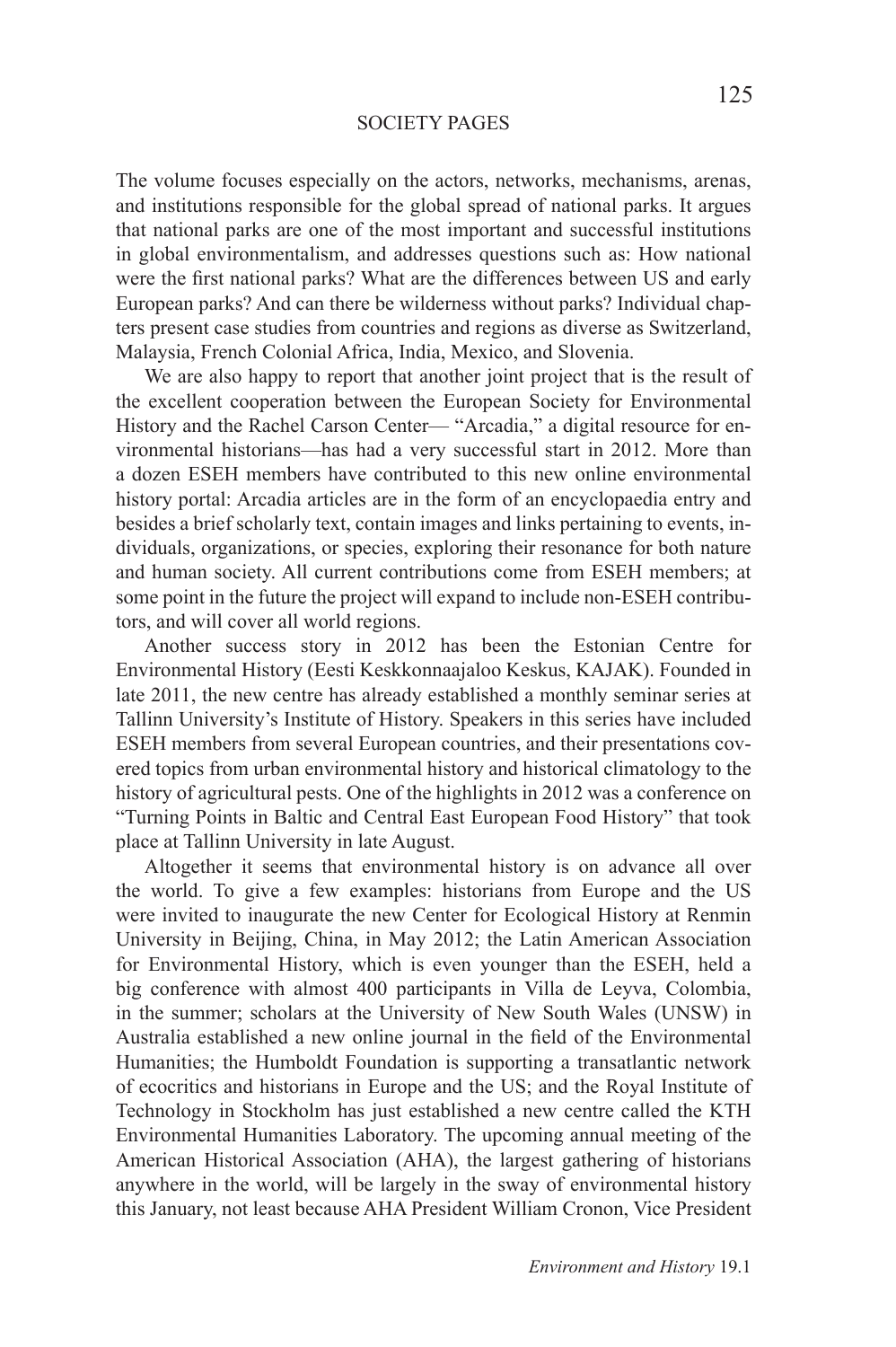The volume focuses especially on the actors, networks, mechanisms, arenas, and institutions responsible for the global spread of national parks. It argues that national parks are one of the most important and successful institutions in global environmentalism, and addresses questions such as: How national were the first national parks? What are the differences between US and early European parks? And can there be wilderness without parks? Individual chapters present case studies from countries and regions as diverse as Switzerland, Malaysia, French Colonial Africa, India, Mexico, and Slovenia.

We are also happy to report that another joint project that is the result of the excellent cooperation between the European Society for Environmental History and the Rachel Carson Center— "Arcadia," a digital resource for environmental historians—has had a very successful start in 2012. More than a dozen ESEH members have contributed to this new online environmental history portal: Arcadia articles are in the form of an encyclopaedia entry and besides a brief scholarly text, contain images and links pertaining to events, individuals, organizations, or species, exploring their resonance for both nature and human society. All current contributions come from ESEH members; at some point in the future the project will expand to include non-ESEH contributors, and will cover all world regions.

Another success story in 2012 has been the Estonian Centre for Environmental History (Eesti Keskkonnaajaloo Keskus, KAJAK). Founded in late 2011, the new centre has already established a monthly seminar series at Tallinn University's Institute of History. Speakers in this series have included ESEH members from several European countries, and their presentations covered topics from urban environmental history and historical climatology to the history of agricultural pests. One of the highlights in 2012 was a conference on "Turning Points in Baltic and Central East European Food History" that took place at Tallinn University in late August.

Altogether it seems that environmental history is on advance all over the world. To give a few examples: historians from Europe and the US were invited to inaugurate the new Center for Ecological History at Renmin University in Beijing, China, in May 2012; the Latin American Association for Environmental History, which is even younger than the ESEH, held a big conference with almost 400 participants in Villa de Leyva, Colombia, in the summer; scholars at the University of New South Wales (UNSW) in Australia established a new online journal in the field of the Environmental Humanities; the Humboldt Foundation is supporting a transatlantic network of ecocritics and historians in Europe and the US; and the Royal Institute of Technology in Stockholm has just established a new centre called the KTH Environmental Humanities Laboratory. The upcoming annual meeting of the American Historical Association (AHA), the largest gathering of historians anywhere in the world, will be largely in the sway of environmental history this January, not least because AHA President William Cronon, Vice President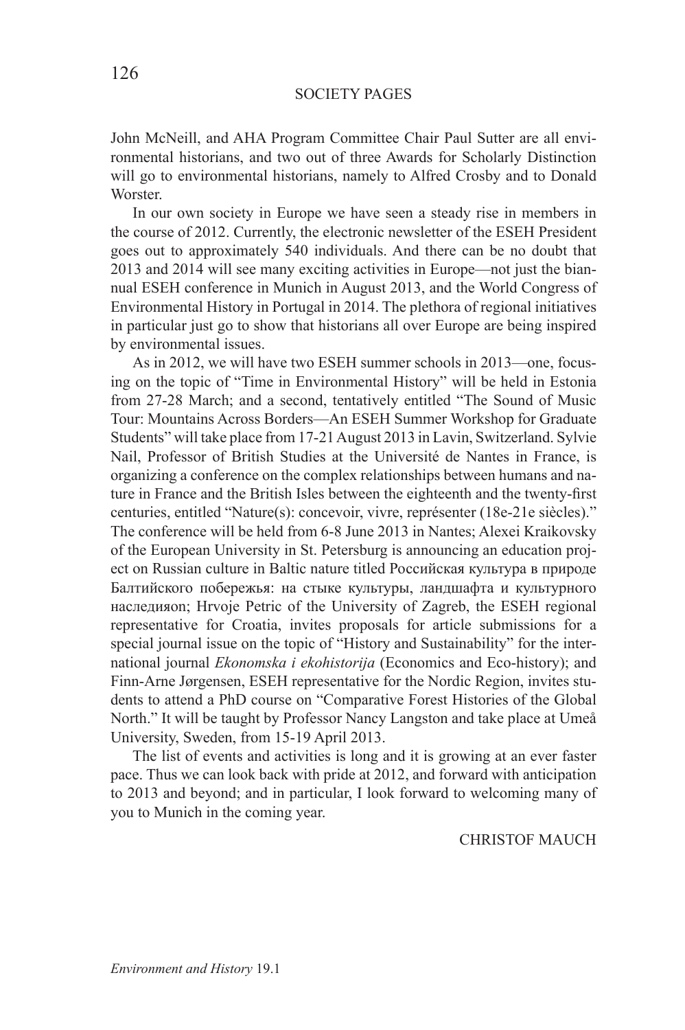John McNeill, and AHA Program Committee Chair Paul Sutter are all environmental historians, and two out of three Awards for Scholarly Distinction will go to environmental historians, namely to Alfred Crosby and to Donald Worster.

In our own society in Europe we have seen a steady rise in members in the course of 2012. Currently, the electronic newsletter of the ESEH President goes out to approximately 540 individuals. And there can be no doubt that 2013 and 2014 will see many exciting activities in Europe—not just the biannual ESEH conference in Munich in August 2013, and the World Congress of Environmental History in Portugal in 2014. The plethora of regional initiatives in particular just go to show that historians all over Europe are being inspired by environmental issues.

As in 2012, we will have two ESEH summer schools in 2013—one, focusing on the topic of "Time in Environmental History" will be held in Estonia from 27-28 March; and a second, tentatively entitled "The Sound of Music Tour: Mountains Across Borders—An ESEH Summer Workshop for Graduate Students" will take place from 17-21 August 2013 in Lavin, Switzerland. Sylvie Nail, Professor of British Studies at the Université de Nantes in France, is organizing a conference on the complex relationships between humans and nature in France and the British Isles between the eighteenth and the twenty-first centuries, entitled "Nature(s): concevoir, vivre, représenter (18e-21e siècles)." The conference will be held from 6-8 June 2013 in Nantes; Alexei Kraikovsky of the European University in St. Petersburg is announcing an education project on Russian culture in Baltic nature titled Российская культура в природе Балтийского побережья: на стыке культуры, ландшафта и культурного наследияon; Hrvoje Petric of the University of Zagreb, the ESEH regional representative for Croatia, invites proposals for article submissions for a special journal issue on the topic of "History and Sustainability" for the international journal *Ekonomska i ekohistorija* (Economics and Eco-history); and Finn-Arne Jørgensen, ESEH representative for the Nordic Region, invites students to attend a PhD course on "Comparative Forest Histories of the Global North." It will be taught by Professor Nancy Langston and take place at Umeå University, Sweden, from 15-19 April 2013.

The list of events and activities is long and it is growing at an ever faster pace. Thus we can look back with pride at 2012, and forward with anticipation to 2013 and beyond; and in particular, I look forward to welcoming many of you to Munich in the coming year.

CHRISTOF MAUCH